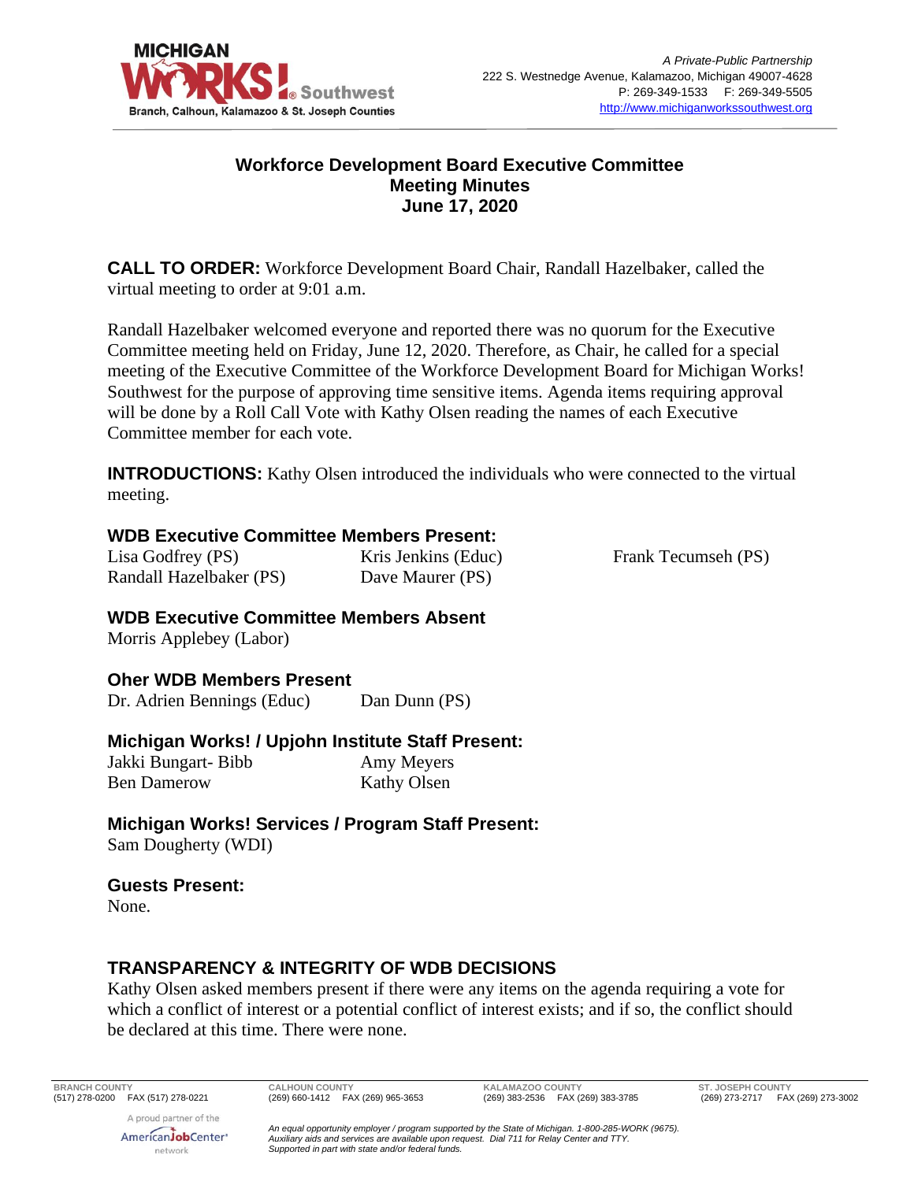# Workforce Development Board Executive Committee
## Meeting Minutes
## June 17, 2020

**CALL TO ORDER:** Workforce Development Board Chair, Randall Hazelbaker, called the virtual meeting to order at 9:01 a.m.

Randall Hazelbaker welcomed everyone and reported there was no quorum for the Executive Committee meeting held on Friday, June 12, 2020. Therefore, as Chair, he called for a special meeting of the Executive Committee of the Workforce Development Board for Michigan Works! Southwest for the purpose of approving time sensitive items. Agenda items requiring approval will be done by a Roll Call Vote with Kathy Olsen reading the names of each Executive Committee member for each vote.

**INTRODUCTIONS:** Kathy Olsen introduced the individuals who were connected to the virtual meeting.

### WDB Executive Committee Members Present:

Lisa Godfrey (PS)
Randall Hazelbaker (PS)
Kris Jenkins (Educ)
Dave Maurer (PS)
Frank Tecumseh (PS)

### WDB Executive Committee Members Absent

Morris Applebey (Labor)

### Oher WDB Members Present

Dr. Adrien Bennings (Educ)
Dan Dunn (PS)

### Michigan Works! / Upjohn Institute Staff Present:

Jakki Bungart- Bibb
Ben Damerow
Amy Meyers
Kathy Olsen

### Michigan Works! Services / Program Staff Present:

Sam Dougherty (WDI)

### Guests Present:

None.

## TRANSPARENCY & INTEGRITY OF WDB DECISIONS

Kathy Olsen asked members present if there were any items on the agenda requiring a vote for which a conflict of interest or a potential conflict of interest exists; and if so, the conflict should be declared at this time. There were none.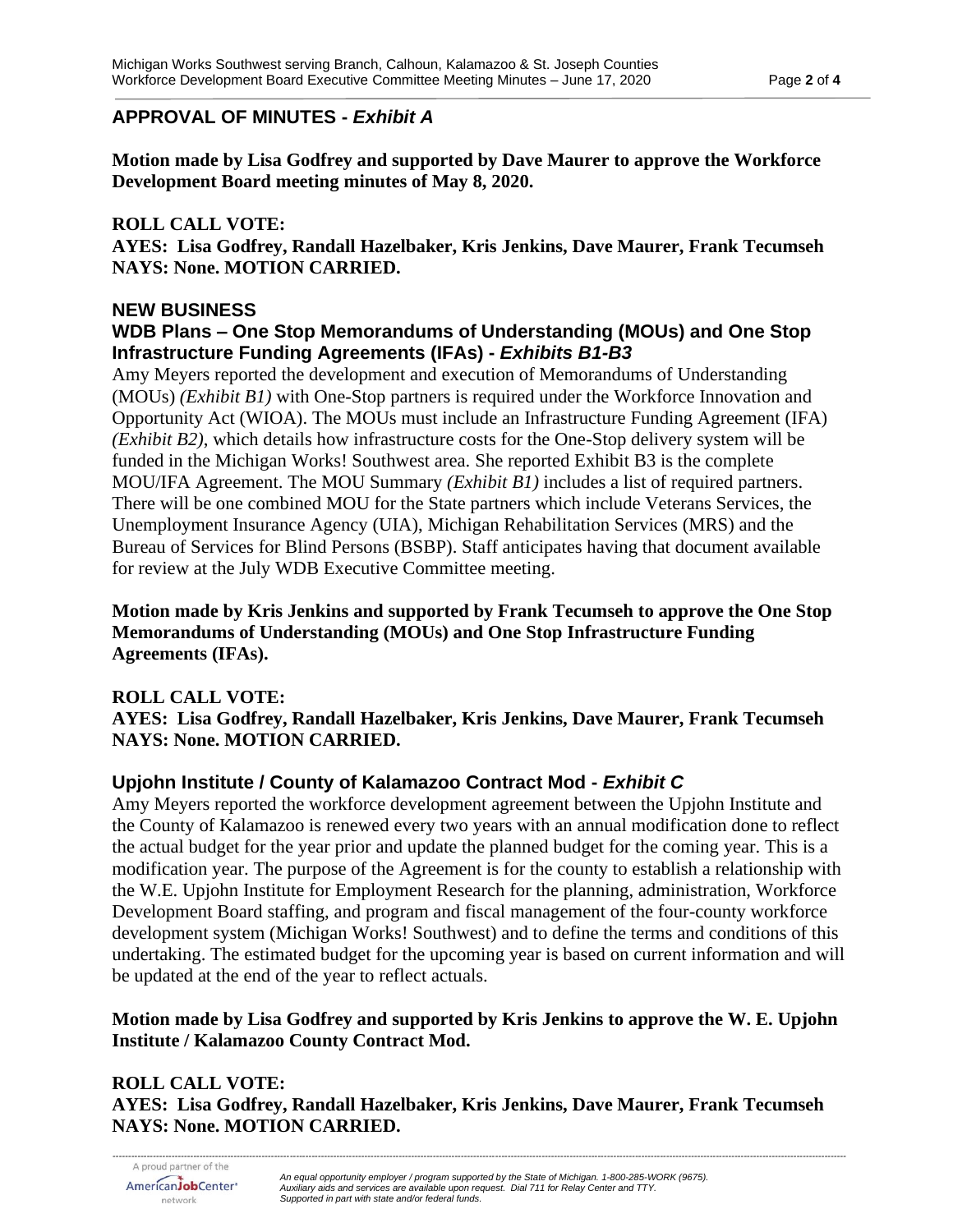## APPROVAL OF MINUTES - *Exhibit A*

**Motion made by Lisa Godfrey and supported by Dave Maurer to approve the Workforce Development Board meeting minutes of May 8, 2020.**

**ROLL CALL VOTE:**
**AYES: Lisa Godfrey, Randall Hazelbaker, Kris Jenkins, Dave Maurer, Frank Tecumseh**
**NAYS: None. MOTION CARRIED.**

## NEW BUSINESS

### WDB Plans – One Stop Memorandums of Understanding (MOUs) and One Stop Infrastructure Funding Agreements (IFAs) - *Exhibits B1-B3*

Amy Meyers reported the development and execution of Memorandums of Understanding (MOUs) *(Exhibit B1)* with One-Stop partners is required under the Workforce Innovation and Opportunity Act (WIOA). The MOUs must include an Infrastructure Funding Agreement (IFA) *(Exhibit B2)*, which details how infrastructure costs for the One-Stop delivery system will be funded in the Michigan Works! Southwest area. She reported Exhibit B3 is the complete MOU/IFA Agreement. The MOU Summary *(Exhibit B1)* includes a list of required partners. There will be one combined MOU for the State partners which include Veterans Services, the Unemployment Insurance Agency (UIA), Michigan Rehabilitation Services (MRS) and the Bureau of Services for Blind Persons (BSBP). Staff anticipates having that document available for review at the July WDB Executive Committee meeting.

**Motion made by Kris Jenkins and supported by Frank Tecumseh to approve the One Stop Memorandums of Understanding (MOUs) and One Stop Infrastructure Funding Agreements (IFAs).**

**ROLL CALL VOTE:**
**AYES: Lisa Godfrey, Randall Hazelbaker, Kris Jenkins, Dave Maurer, Frank Tecumseh**
**NAYS: None. MOTION CARRIED.**

### Upjohn Institute / County of Kalamazoo Contract Mod - *Exhibit C*

Amy Meyers reported the workforce development agreement between the Upjohn Institute and the County of Kalamazoo is renewed every two years with an annual modification done to reflect the actual budget for the year prior and update the planned budget for the coming year. This is a modification year. The purpose of the Agreement is for the county to establish a relationship with the W.E. Upjohn Institute for Employment Research for the planning, administration, Workforce Development Board staffing, and program and fiscal management of the four-county workforce development system (Michigan Works! Southwest) and to define the terms and conditions of this undertaking. The estimated budget for the upcoming year is based on current information and will be updated at the end of the year to reflect actuals.

**Motion made by Lisa Godfrey and supported by Kris Jenkins to approve the W. E. Upjohn Institute / Kalamazoo County Contract Mod.**

**ROLL CALL VOTE:**
**AYES: Lisa Godfrey, Randall Hazelbaker, Kris Jenkins, Dave Maurer, Frank Tecumseh**
**NAYS: None. MOTION CARRIED.**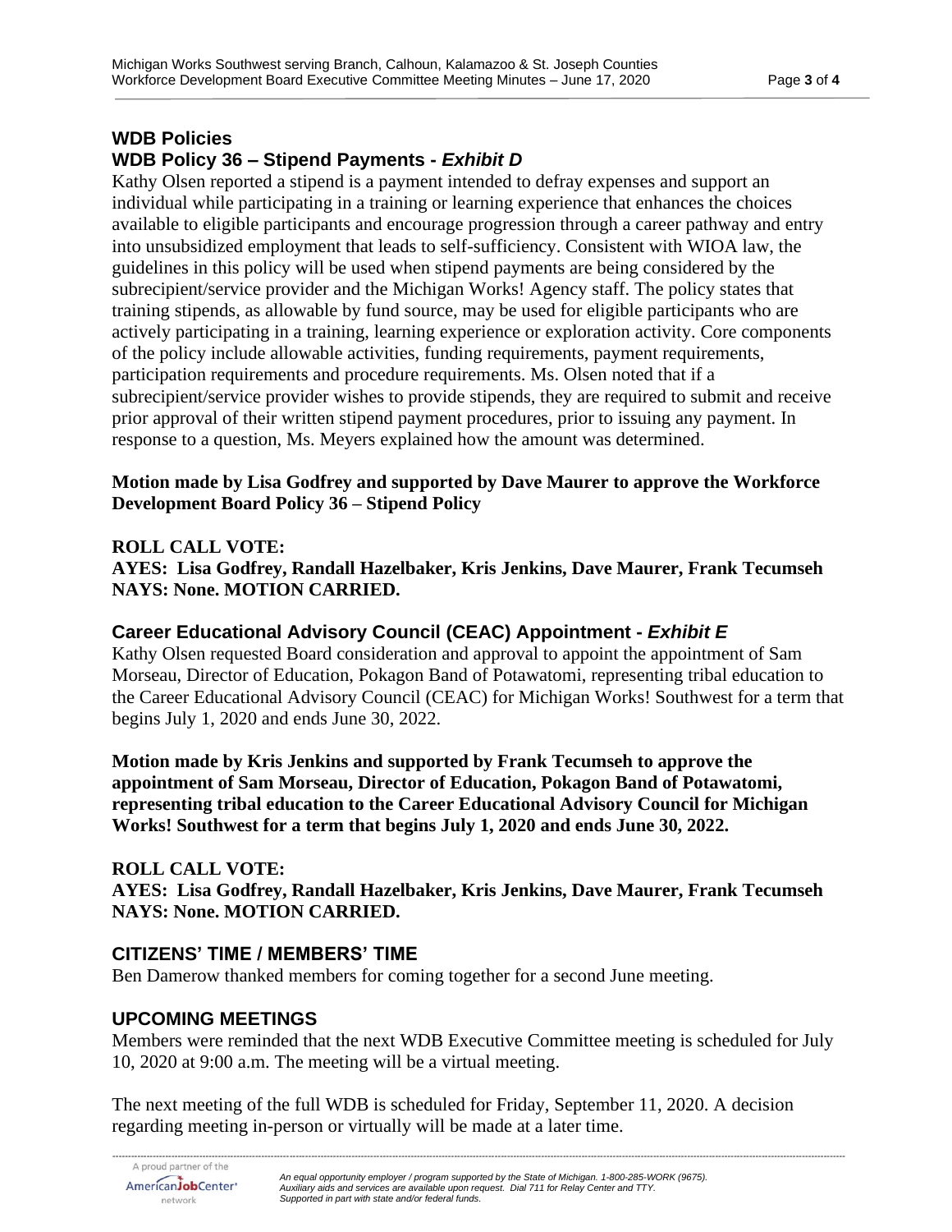## WDB Policies

### WDB Policy 36 – Stipend Payments - *Exhibit D*

Kathy Olsen reported a stipend is a payment intended to defray expenses and support an individual while participating in a training or learning experience that enhances the choices available to eligible participants and encourage progression through a career pathway and entry into unsubsidized employment that leads to self-sufficiency. Consistent with WIOA law, the guidelines in this policy will be used when stipend payments are being considered by the subrecipient/service provider and the Michigan Works! Agency staff. The policy states that training stipends, as allowable by fund source, may be used for eligible participants who are actively participating in a training, learning experience or exploration activity. Core components of the policy include allowable activities, funding requirements, payment requirements, participation requirements and procedure requirements. Ms. Olsen noted that if a subrecipient/service provider wishes to provide stipends, they are required to submit and receive prior approval of their written stipend payment procedures, prior to issuing any payment. In response to a question, Ms. Meyers explained how the amount was determined.

**Motion made by Lisa Godfrey and supported by Dave Maurer to approve the Workforce Development Board Policy 36 – Stipend Policy**

**ROLL CALL VOTE:**
**AYES: Lisa Godfrey, Randall Hazelbaker, Kris Jenkins, Dave Maurer, Frank Tecumseh**
**NAYS: None. MOTION CARRIED.**

### Career Educational Advisory Council (CEAC) Appointment - *Exhibit E*

Kathy Olsen requested Board consideration and approval to appoint the appointment of Sam Morseau, Director of Education, Pokagon Band of Potawatomi, representing tribal education to the Career Educational Advisory Council (CEAC) for Michigan Works! Southwest for a term that begins July 1, 2020 and ends June 30, 2022.

**Motion made by Kris Jenkins and supported by Frank Tecumseh to approve the appointment of Sam Morseau, Director of Education, Pokagon Band of Potawatomi, representing tribal education to the Career Educational Advisory Council for Michigan Works! Southwest for a term that begins July 1, 2020 and ends June 30, 2022.**

**ROLL CALL VOTE:**
**AYES: Lisa Godfrey, Randall Hazelbaker, Kris Jenkins, Dave Maurer, Frank Tecumseh**
**NAYS: None. MOTION CARRIED.**

## CITIZENS' TIME / MEMBERS' TIME

Ben Damerow thanked members for coming together for a second June meeting.

## UPCOMING MEETINGS

Members were reminded that the next WDB Executive Committee meeting is scheduled for July 10, 2020 at 9:00 a.m. The meeting will be a virtual meeting.

The next meeting of the full WDB is scheduled for Friday, September 11, 2020. A decision regarding meeting in-person or virtually will be made at a later time.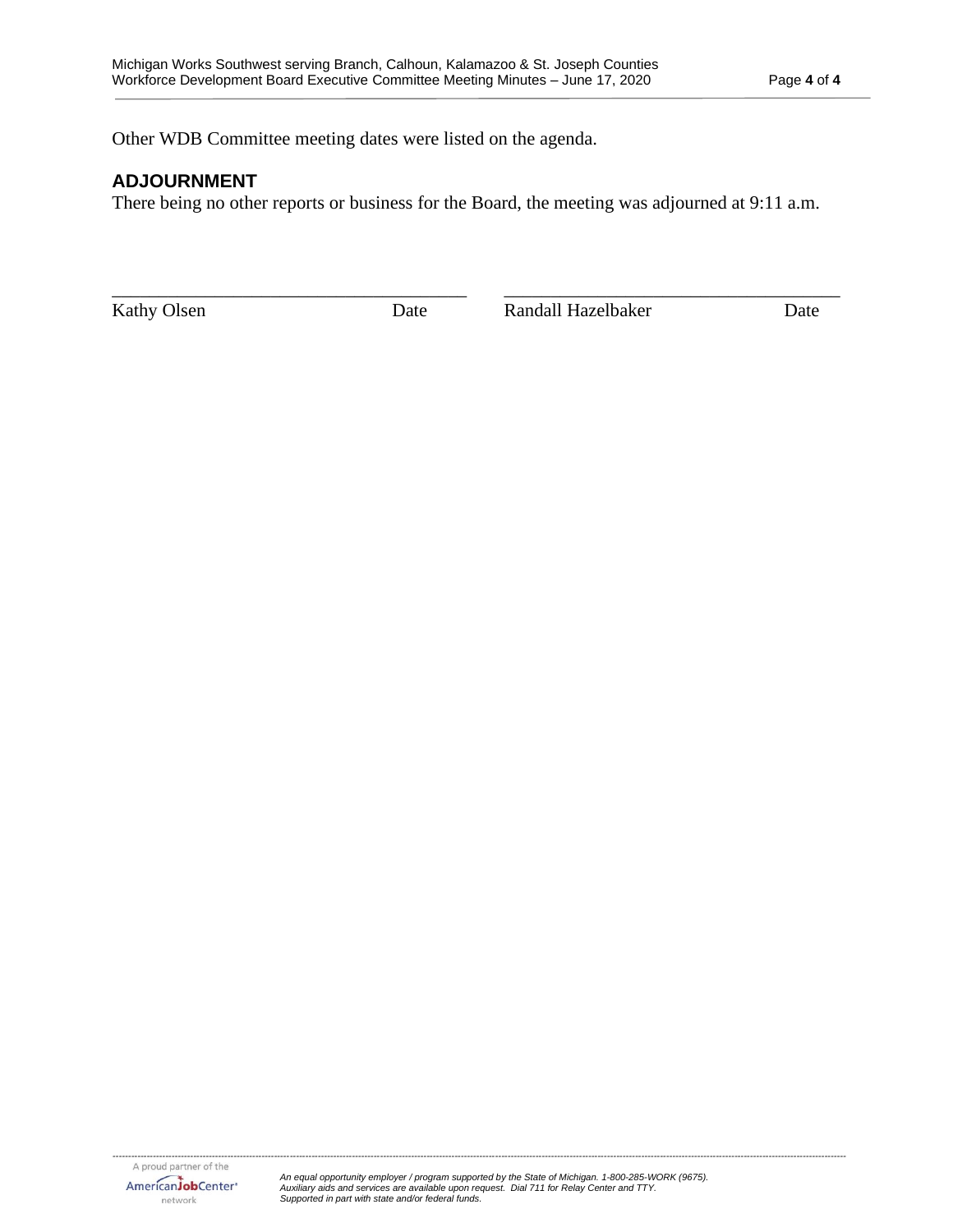Other WDB Committee meeting dates were listed on the agenda.

## ADJOURNMENT

There being no other reports or business for the Board, the meeting was adjourned at 9:11 a.m.

| | | | |
|---|---|---|---|
| Kathy Olsen | Date | Randall Hazelbaker | Date |